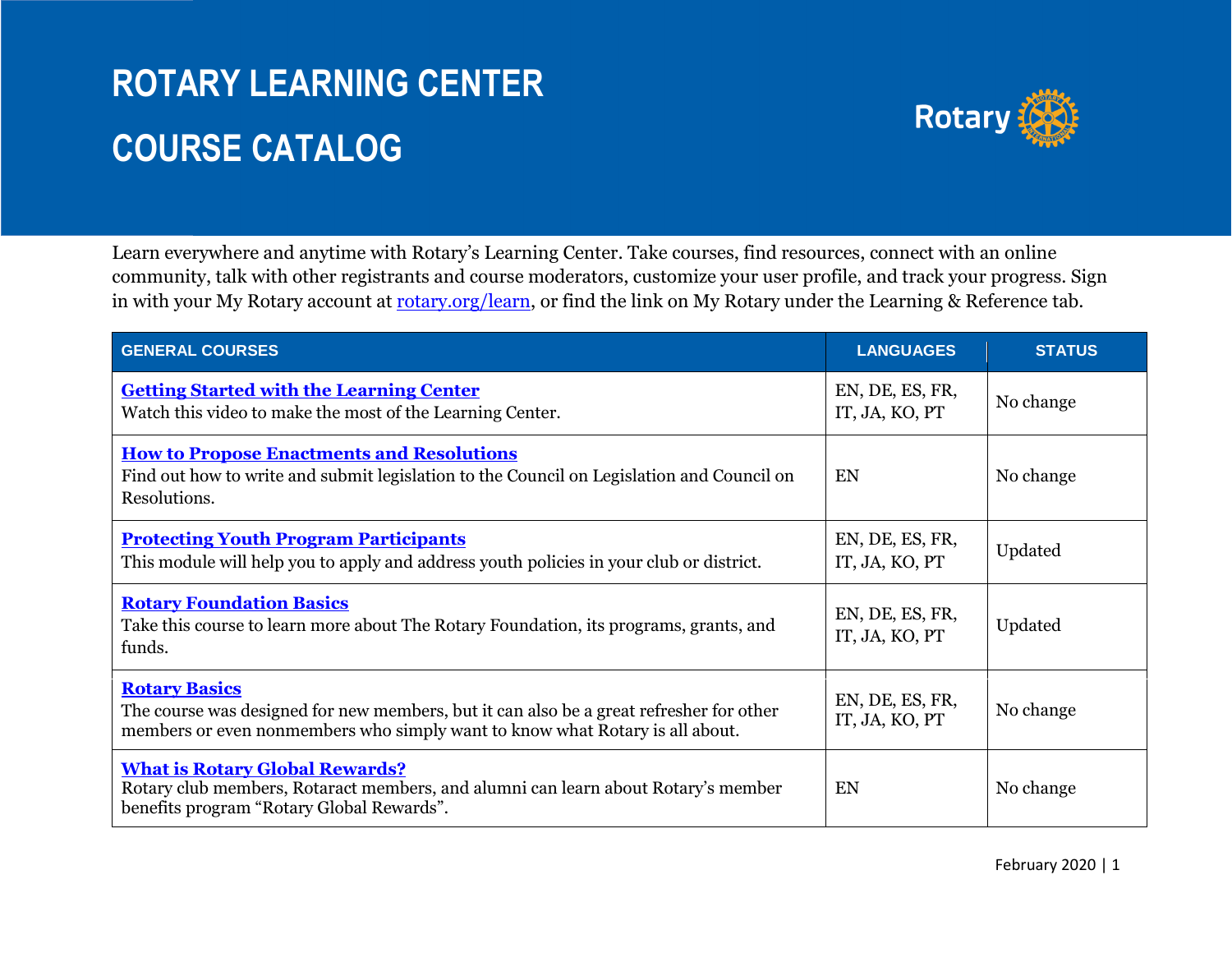# ROTARY LEARNING CENTER COURSE CATALOG

Learn everywhere and anytime with Rotary's Learning Center. Take courses, find resources, connect with an online community, talk with other registrants and course moderators, customize your user profile, and track your progress. Sign in with your My Rotary account at rotary.org/learn, or find the link on My Rotary under the Learning & Reference tab.

| GENERAL COURSES | LANGUAGES | STATUS |
|---|---|---|
| **Getting Started with the Learning Center**<br>Watch this video to make the most of the Learning Center. | EN, DE, ES, FR, IT, JA, KO, PT | No change |
| **How to Propose Enactments and Resolutions**<br>Find out how to write and submit legislation to the Council on Legislation and Council on Resolutions. | EN | No change |
| **Protecting Youth Program Participants**<br>This module will help you to apply and address youth policies in your club or district. | EN, DE, ES, FR, IT, JA, KO, PT | Updated |
| **Rotary Foundation Basics**<br>Take this course to learn more about The Rotary Foundation, its programs, grants, and funds. | EN, DE, ES, FR, IT, JA, KO, PT | Updated |
| **Rotary Basics**<br>The course was designed for new members, but it can also be a great refresher for other members or even nonmembers who simply want to know what Rotary is all about. | EN, DE, ES, FR, IT, JA, KO, PT | No change |
| **What is Rotary Global Rewards?**<br>Rotary club members, Rotaract members, and alumni can learn about Rotary's member benefits program "Rotary Global Rewards". | EN | No change |

February 2020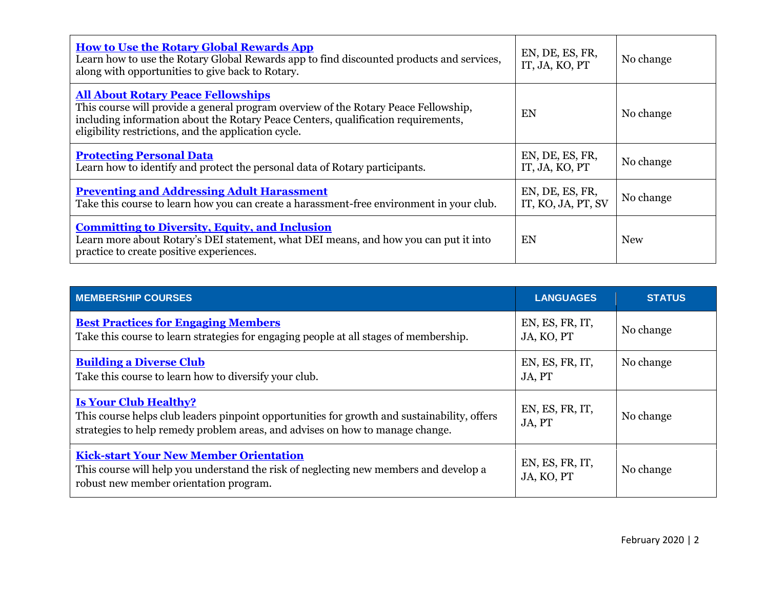| | | |
|---|---|---|
| **How to Use the Rotary Global Rewards App**<br>Learn how to use the Rotary Global Rewards app to find discounted products and services, along with opportunities to give back to Rotary. | EN, DE, ES, FR, IT, JA, KO, PT | No change |
| **All About Rotary Peace Fellowships**<br>This course will provide a general program overview of the Rotary Peace Fellowship, including information about the Rotary Peace Centers, qualification requirements, eligibility restrictions, and the application cycle. | EN | No change |
| **Protecting Personal Data**<br>Learn how to identify and protect the personal data of Rotary participants. | EN, DE, ES, FR, IT, JA, KO, PT | No change |
| **Preventing and Addressing Adult Harassment**<br>Take this course to learn how you can create a harassment-free environment in your club. | EN, DE, ES, FR, IT, KO, JA, PT, SV | No change |
| **Committing to Diversity, Equity, and Inclusion**<br>Learn more about Rotary's DEI statement, what DEI means, and how you can put it into practice to create positive experiences. | EN | New |

| MEMBERSHIP COURSES | LANGUAGES | STATUS |
|---|---|---|
| **Best Practices for Engaging Members**<br>Take this course to learn strategies for engaging people at all stages of membership. | EN, ES, FR, IT, JA, KO, PT | No change |
| **Building a Diverse Club**<br>Take this course to learn how to diversify your club. | EN, ES, FR, IT, JA, PT | No change |
| **Is Your Club Healthy?**<br>This course helps club leaders pinpoint opportunities for growth and sustainability, offers strategies to help remedy problem areas, and advises on how to manage change. | EN, ES, FR, IT, JA, PT | No change |
| **Kick-start Your New Member Orientation**<br>This course will help you understand the risk of neglecting new members and develop a robust new member orientation program. | EN, ES, FR, IT, JA, KO, PT | No change |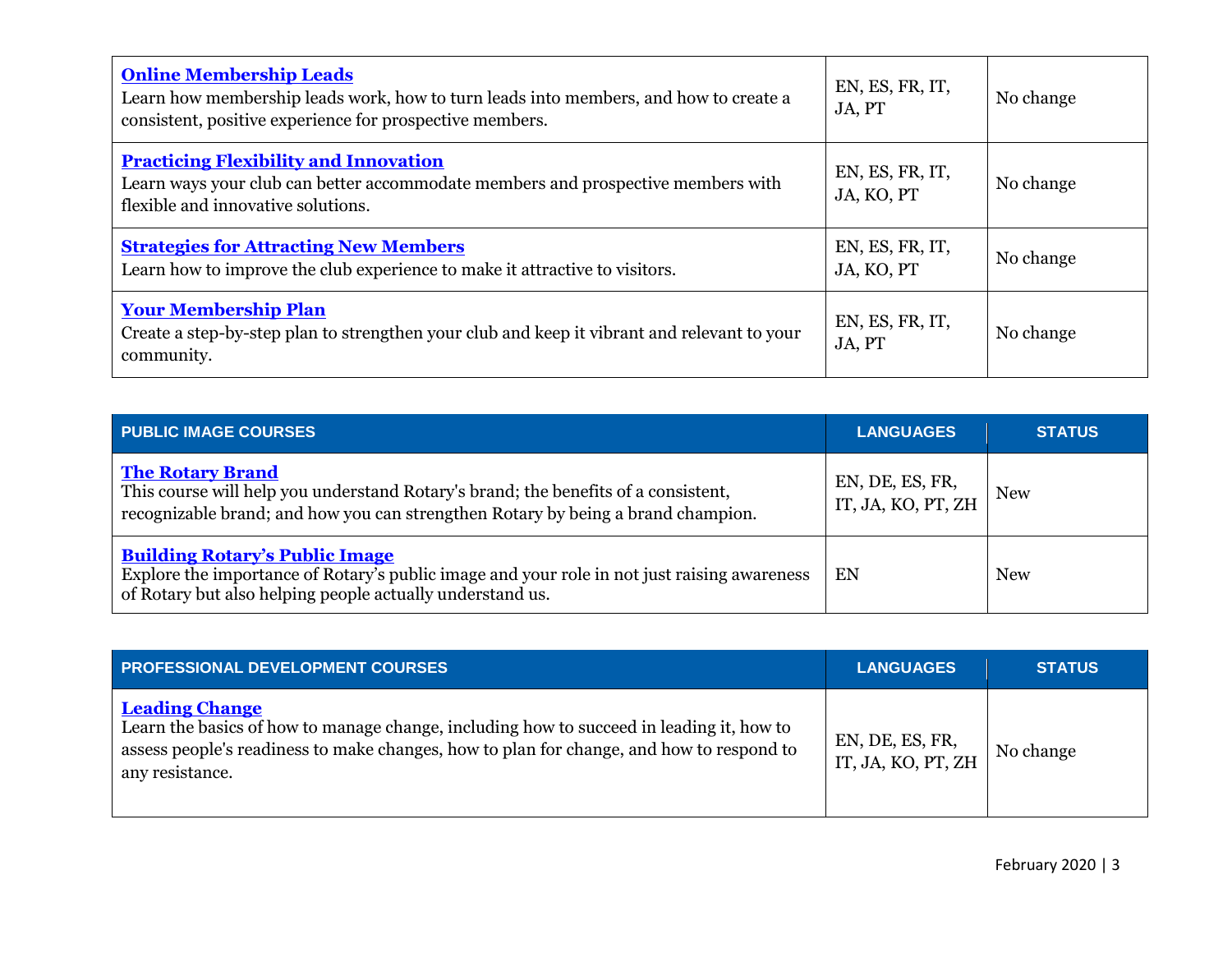| | | |
|---|---|---|
| **Online Membership Leads**<br>Learn how membership leads work, how to turn leads into members, and how to create a consistent, positive experience for prospective members. | EN, ES, FR, IT, JA, PT | No change |
| **Practicing Flexibility and Innovation**<br>Learn ways your club can better accommodate members and prospective members with flexible and innovative solutions. | EN, ES, FR, IT, JA, KO, PT | No change |
| **Strategies for Attracting New Members**<br>Learn how to improve the club experience to make it attractive to visitors. | EN, ES, FR, IT, JA, KO, PT | No change |
| **Your Membership Plan**<br>Create a step-by-step plan to strengthen your club and keep it vibrant and relevant to your community. | EN, ES, FR, IT, JA, PT | No change |

| PUBLIC IMAGE COURSES | LANGUAGES | STATUS |
|---|---|---|
| **The Rotary Brand**<br>This course will help you understand Rotary's brand; the benefits of a consistent, recognizable brand; and how you can strengthen Rotary by being a brand champion. | EN, DE, ES, FR, IT, JA, KO, PT, ZH | New |
| **Building Rotary's Public Image**<br>Explore the importance of Rotary's public image and your role in not just raising awareness of Rotary but also helping people actually understand us. | EN | New |

| PROFESSIONAL DEVELOPMENT COURSES | LANGUAGES | STATUS |
|---|---|---|
| **Leading Change**<br>Learn the basics of how to manage change, including how to succeed in leading it, how to assess people's readiness to make changes, how to plan for change, and how to respond to any resistance. | EN, DE, ES, FR, IT, JA, KO, PT, ZH | No change |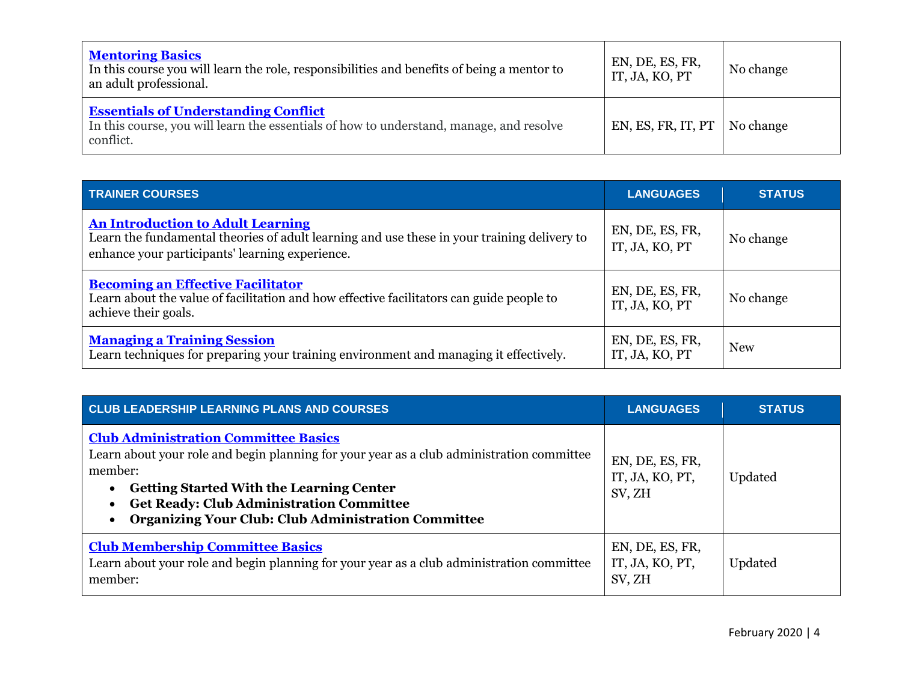| | | |
|---|---|---|
| **Mentoring Basics**<br>In this course you will learn the role, responsibilities and benefits of being a mentor to an adult professional. | EN, DE, ES, FR, IT, JA, KO, PT | No change |
| **Essentials of Understanding Conflict**<br>In this course, you will learn the essentials of how to understand, manage, and resolve conflict. | EN, ES, FR, IT, PT | No change |

| TRAINER COURSES | LANGUAGES | STATUS |
|---|---|---|
| **An Introduction to Adult Learning**<br>Learn the fundamental theories of adult learning and use these in your training delivery to enhance your participants' learning experience. | EN, DE, ES, FR, IT, JA, KO, PT | No change |
| **Becoming an Effective Facilitator**<br>Learn about the value of facilitation and how effective facilitators can guide people to achieve their goals. | EN, DE, ES, FR, IT, JA, KO, PT | No change |
| **Managing a Training Session**<br>Learn techniques for preparing your training environment and managing it effectively. | EN, DE, ES, FR, IT, JA, KO, PT | New |

| CLUB LEADERSHIP LEARNING PLANS AND COURSES | LANGUAGES | STATUS |
|---|---|---|
| **Club Administration Committee Basics**<br>Learn about your role and begin planning for your year as a club administration committee member:<br>• **Getting Started With the Learning Center**<br>• **Get Ready: Club Administration Committee**<br>• **Organizing Your Club: Club Administration Committee** | EN, DE, ES, FR, IT, JA, KO, PT, SV, ZH | Updated |
| **Club Membership Committee Basics**<br>Learn about your role and begin planning for your year as a club administration committee member: | EN, DE, ES, FR, IT, JA, KO, PT, SV, ZH | Updated |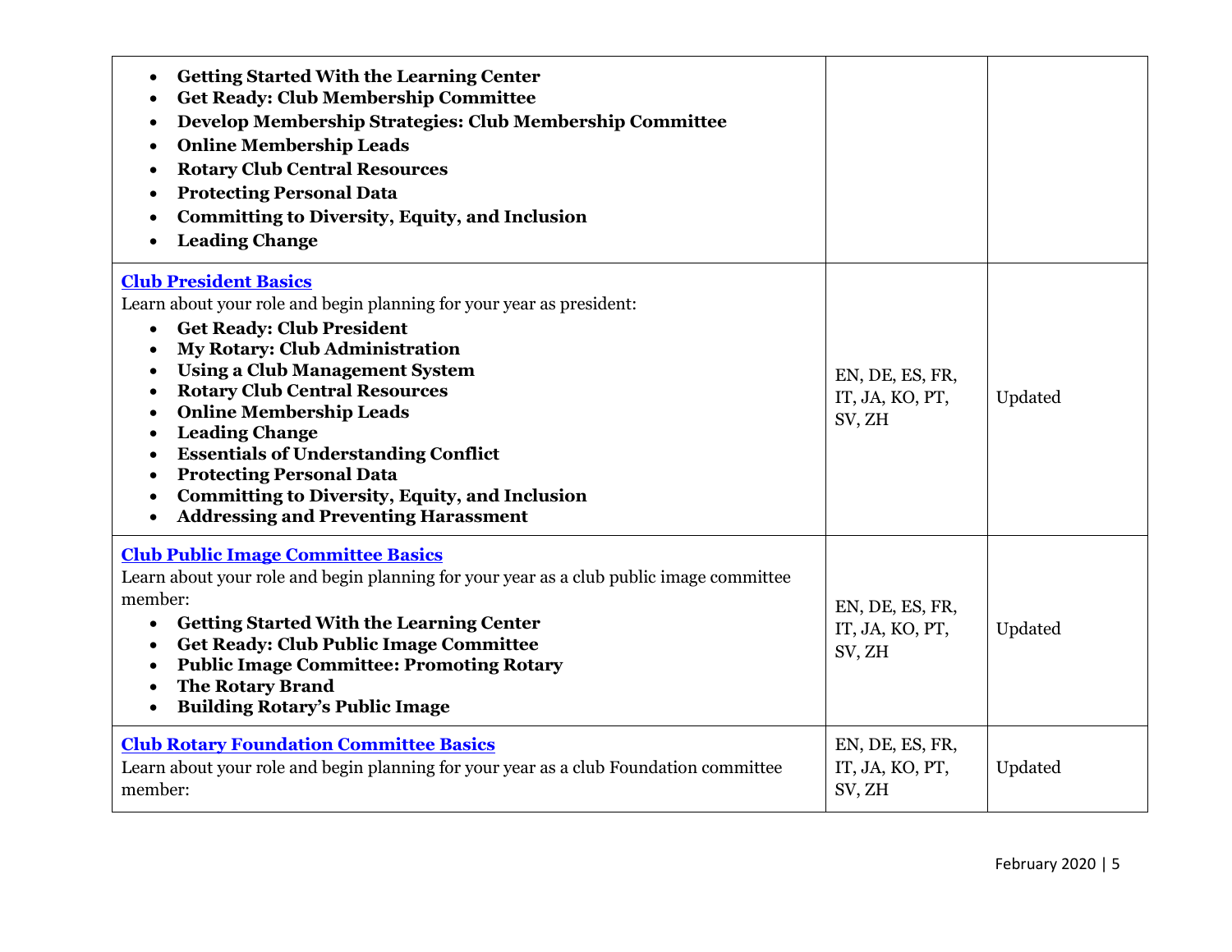| | | |
|---|---|---|
| <ul><li>**Getting Started With the Learning Center**</li><li>**Get Ready: Club Membership Committee**</li><li>**Develop Membership Strategies: Club Membership Committee**</li><li>**Online Membership Leads**</li><li>**Rotary Club Central Resources**</li><li>**Protecting Personal Data**</li><li>**Committing to Diversity, Equity, and Inclusion**</li><li>**Leading Change**</li></ul> | | |
| **[Club President Basics]()**<br>Learn about your role and begin planning for your year as president:<ul><li>**Get Ready: Club President**</li><li>**My Rotary: Club Administration**</li><li>**Using a Club Management System**</li><li>**Rotary Club Central Resources**</li><li>**Online Membership Leads**</li><li>**Leading Change**</li><li>**Essentials of Understanding Conflict**</li><li>**Protecting Personal Data**</li><li>**Committing to Diversity, Equity, and Inclusion**</li><li>**Addressing and Preventing Harassment**</li></ul> | EN, DE, ES, FR, IT, JA, KO, PT, SV, ZH | Updated |
| **[Club Public Image Committee Basics]()**<br>Learn about your role and begin planning for your year as a club public image committee member:<ul><li>**Getting Started With the Learning Center**</li><li>**Get Ready: Club Public Image Committee**</li><li>**Public Image Committee: Promoting Rotary**</li><li>**The Rotary Brand**</li><li>**Building Rotary's Public Image**</li></ul> | EN, DE, ES, FR, IT, JA, KO, PT, SV, ZH | Updated |
| **[Club Rotary Foundation Committee Basics]()**<br>Learn about your role and begin planning for your year as a club Foundation committee member: | EN, DE, ES, FR, IT, JA, KO, PT, SV, ZH | Updated |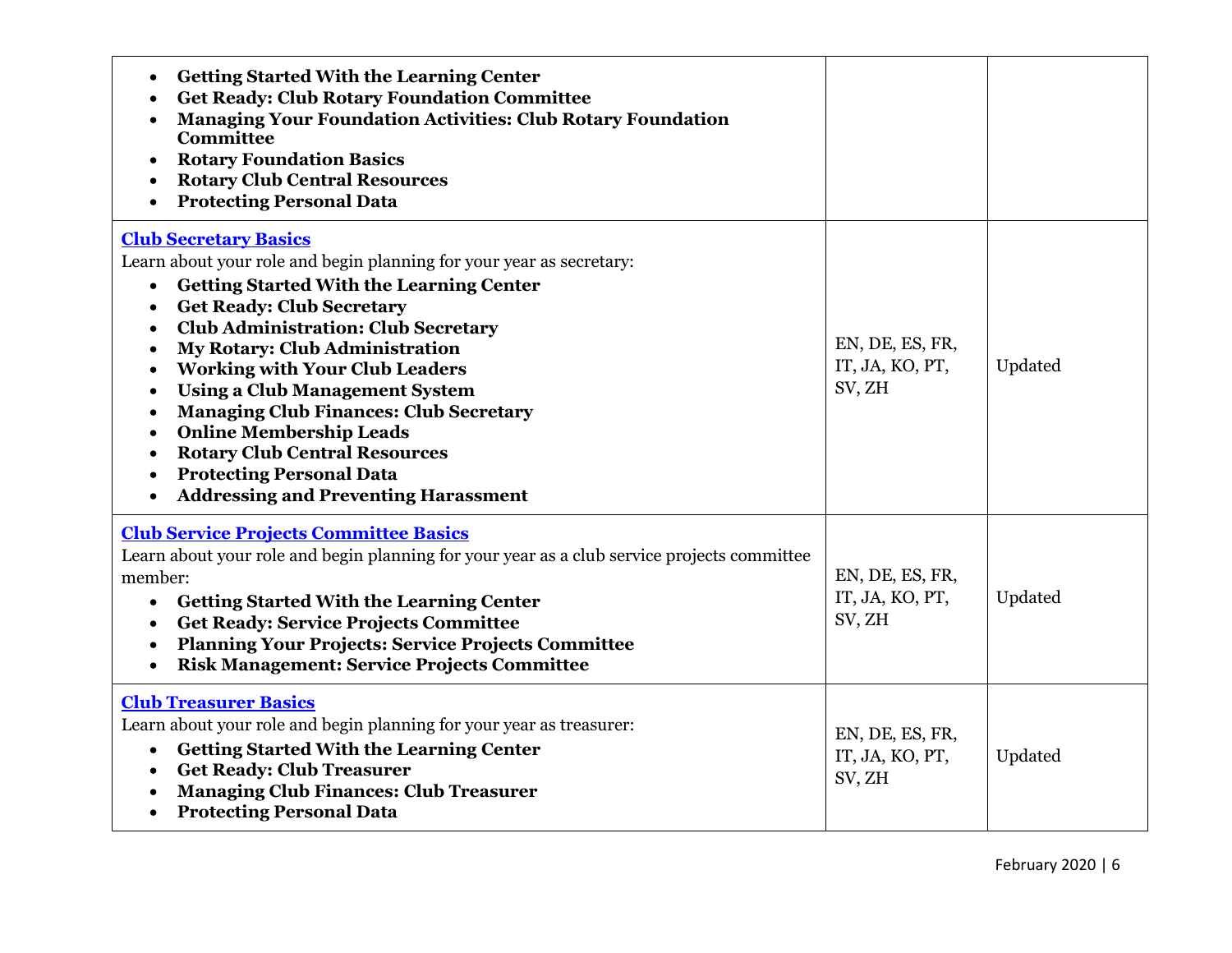| | | |
|---|---|---|
| • **Getting Started With the Learning Center**<br>• **Get Ready: Club Rotary Foundation Committee**<br>• **Managing Your Foundation Activities: Club Rotary Foundation Committee**<br>• **Rotary Foundation Basics**<br>• **Rotary Club Central Resources**<br>• **Protecting Personal Data** | | |
| **Club Secretary Basics**<br>Learn about your role and begin planning for your year as secretary:<br>• **Getting Started With the Learning Center**<br>• **Get Ready: Club Secretary**<br>• **Club Administration: Club Secretary**<br>• **My Rotary: Club Administration**<br>• **Working with Your Club Leaders**<br>• **Using a Club Management System**<br>• **Managing Club Finances: Club Secretary**<br>• **Online Membership Leads**<br>• **Rotary Club Central Resources**<br>• **Protecting Personal Data**<br>• **Addressing and Preventing Harassment** | EN, DE, ES, FR, IT, JA, KO, PT, SV, ZH | Updated |
| **Club Service Projects Committee Basics**<br>Learn about your role and begin planning for your year as a club service projects committee member:<br>• **Getting Started With the Learning Center**<br>• **Get Ready: Service Projects Committee**<br>• **Planning Your Projects: Service Projects Committee**<br>• **Risk Management: Service Projects Committee** | EN, DE, ES, FR, IT, JA, KO, PT, SV, ZH | Updated |
| **Club Treasurer Basics**<br>Learn about your role and begin planning for your year as treasurer:<br>• **Getting Started With the Learning Center**<br>• **Get Ready: Club Treasurer**<br>• **Managing Club Finances: Club Treasurer**<br>• **Protecting Personal Data** | EN, DE, ES, FR, IT, JA, KO, PT, SV, ZH | Updated |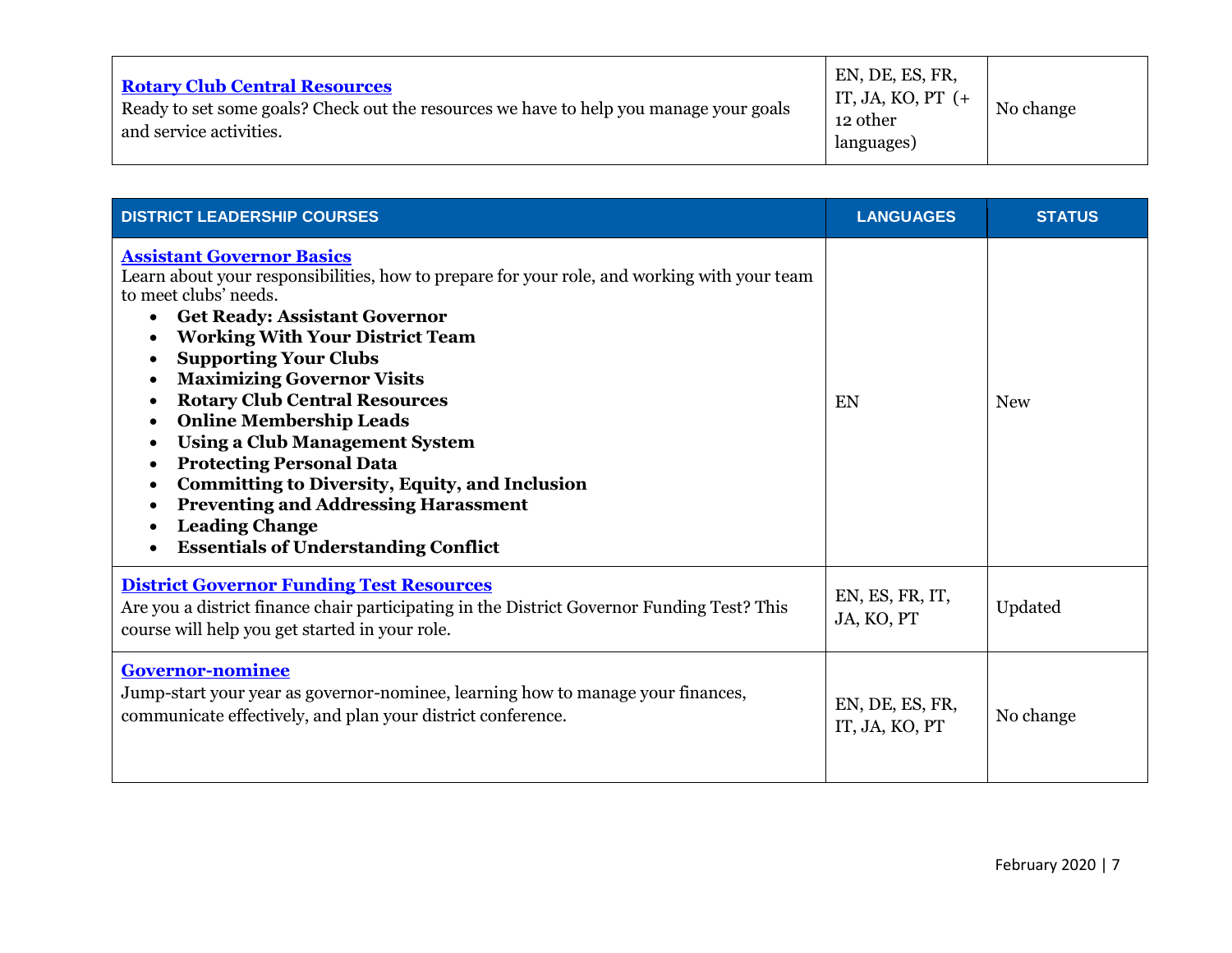| | | |
|---|---|---|
| **Rotary Club Central Resources**<br>Ready to set some goals? Check out the resources we have to help you manage your goals and service activities. | EN, DE, ES, FR, IT, JA, KO, PT (+ 12 other languages) | No change |

| DISTRICT LEADERSHIP COURSES | LANGUAGES | STATUS |
|---|---|---|
| **Assistant Governor Basics**<br>Learn about your responsibilities, how to prepare for your role, and working with your team to meet clubs' needs.<br>• **Get Ready: Assistant Governor**<br>• **Working With Your District Team**<br>• **Supporting Your Clubs**<br>• **Maximizing Governor Visits**<br>• **Rotary Club Central Resources**<br>• **Online Membership Leads**<br>• **Using a Club Management System**<br>• **Protecting Personal Data**<br>• **Committing to Diversity, Equity, and Inclusion**<br>• **Preventing and Addressing Harassment**<br>• **Leading Change**<br>• **Essentials of Understanding Conflict** | EN | New |
| **District Governor Funding Test Resources**<br>Are you a district finance chair participating in the District Governor Funding Test? This course will help you get started in your role. | EN, ES, FR, IT, JA, KO, PT | Updated |
| **Governor-nominee**<br>Jump-start your year as governor-nominee, learning how to manage your finances, communicate effectively, and plan your district conference. | EN, DE, ES, FR, IT, JA, KO, PT | No change |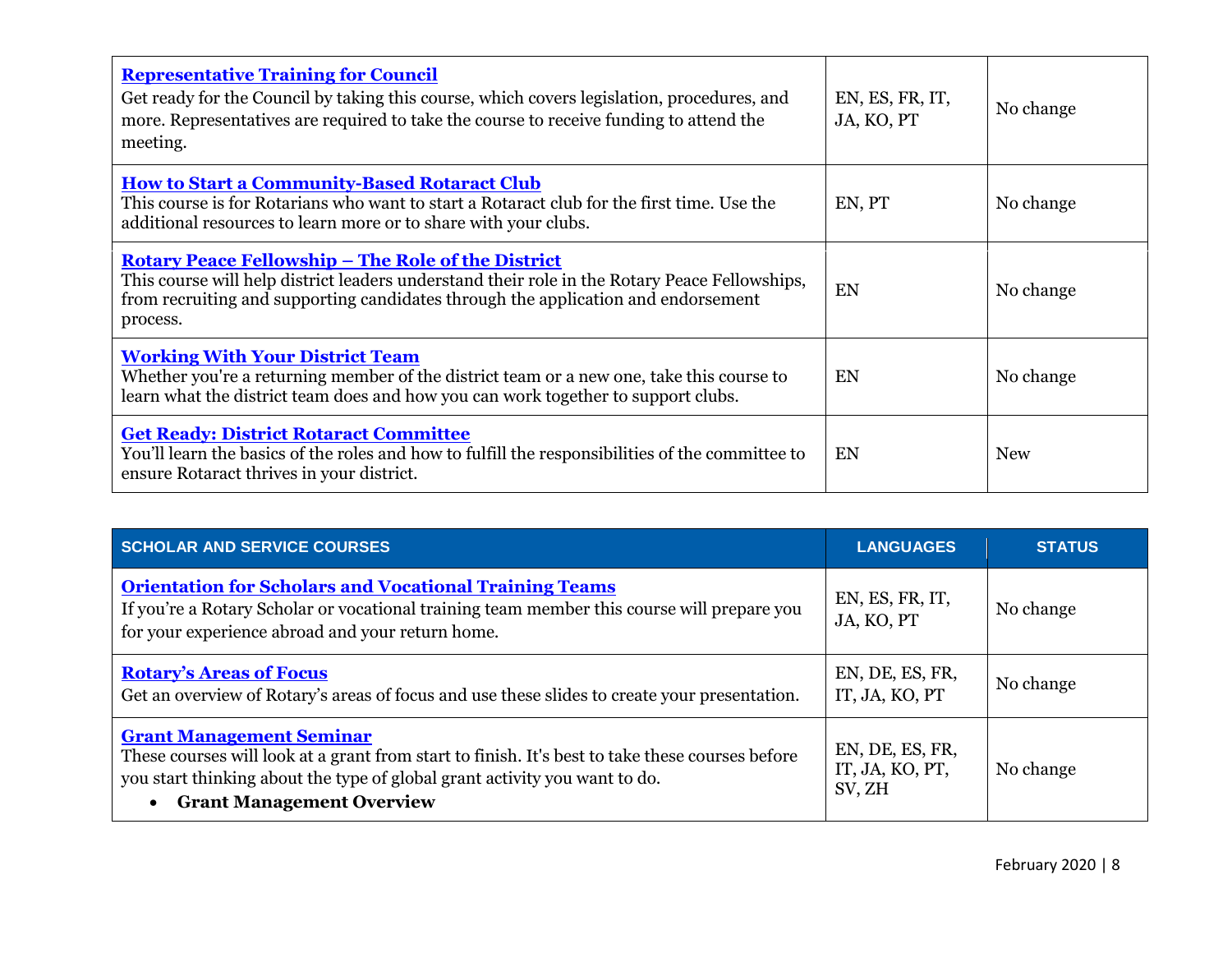| | | |
|---|---|---|
| **[Representative Training for Council](#)**<br>Get ready for the Council by taking this course, which covers legislation, procedures, and more. Representatives are required to take the course to receive funding to attend the meeting. | EN, ES, FR, IT, JA, KO, PT | No change |
| **[How to Start a Community-Based Rotaract Club](#)**<br>This course is for Rotarians who want to start a Rotaract club for the first time. Use the additional resources to learn more or to share with your clubs. | EN, PT | No change |
| **[Rotary Peace Fellowship – The Role of the District](#)**<br>This course will help district leaders understand their role in the Rotary Peace Fellowships, from recruiting and supporting candidates through the application and endorsement process. | EN | No change |
| **[Working With Your District Team](#)**<br>Whether you're a returning member of the district team or a new one, take this course to learn what the district team does and how you can work together to support clubs. | EN | No change |
| **[Get Ready: District Rotaract Committee](#)**<br>You'll learn the basics of the roles and how to fulfill the responsibilities of the committee to ensure Rotaract thrives in your district. | EN | New |

| SCHOLAR AND SERVICE COURSES | LANGUAGES | STATUS |
|---|---|---|
| **[Orientation for Scholars and Vocational Training Teams](#)**<br>If you're a Rotary Scholar or vocational training team member this course will prepare you for your experience abroad and your return home. | EN, ES, FR, IT, JA, KO, PT | No change |
| **[Rotary's Areas of Focus](#)**<br>Get an overview of Rotary's areas of focus and use these slides to create your presentation. | EN, DE, ES, FR, IT, JA, KO, PT | No change |
| **[Grant Management Seminar](#)**<br>These courses will look at a grant from start to finish. It's best to take these courses before you start thinking about the type of global grant activity you want to do.<br>• **Grant Management Overview** | EN, DE, ES, FR, IT, JA, KO, PT, SV, ZH | No change |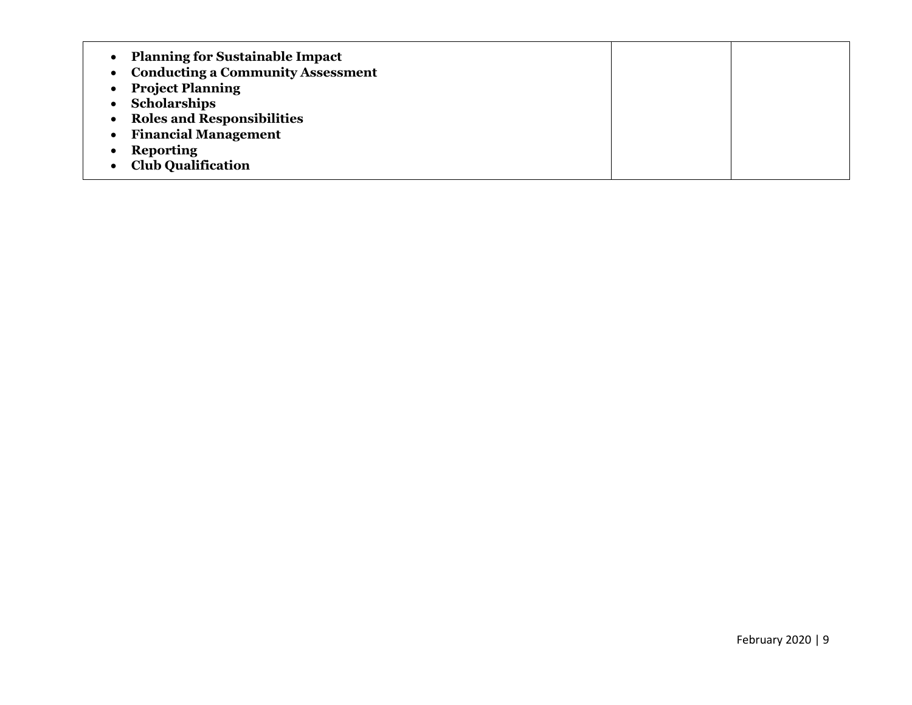| | | |
|---|---|---|
| • **Planning for Sustainable Impact**<br>• **Conducting a Community Assessment**<br>• **Project Planning**<br>• **Scholarships**<br>• **Roles and Responsibilities**<br>• **Financial Management**<br>• **Reporting**<br>• **Club Qualification** | | |